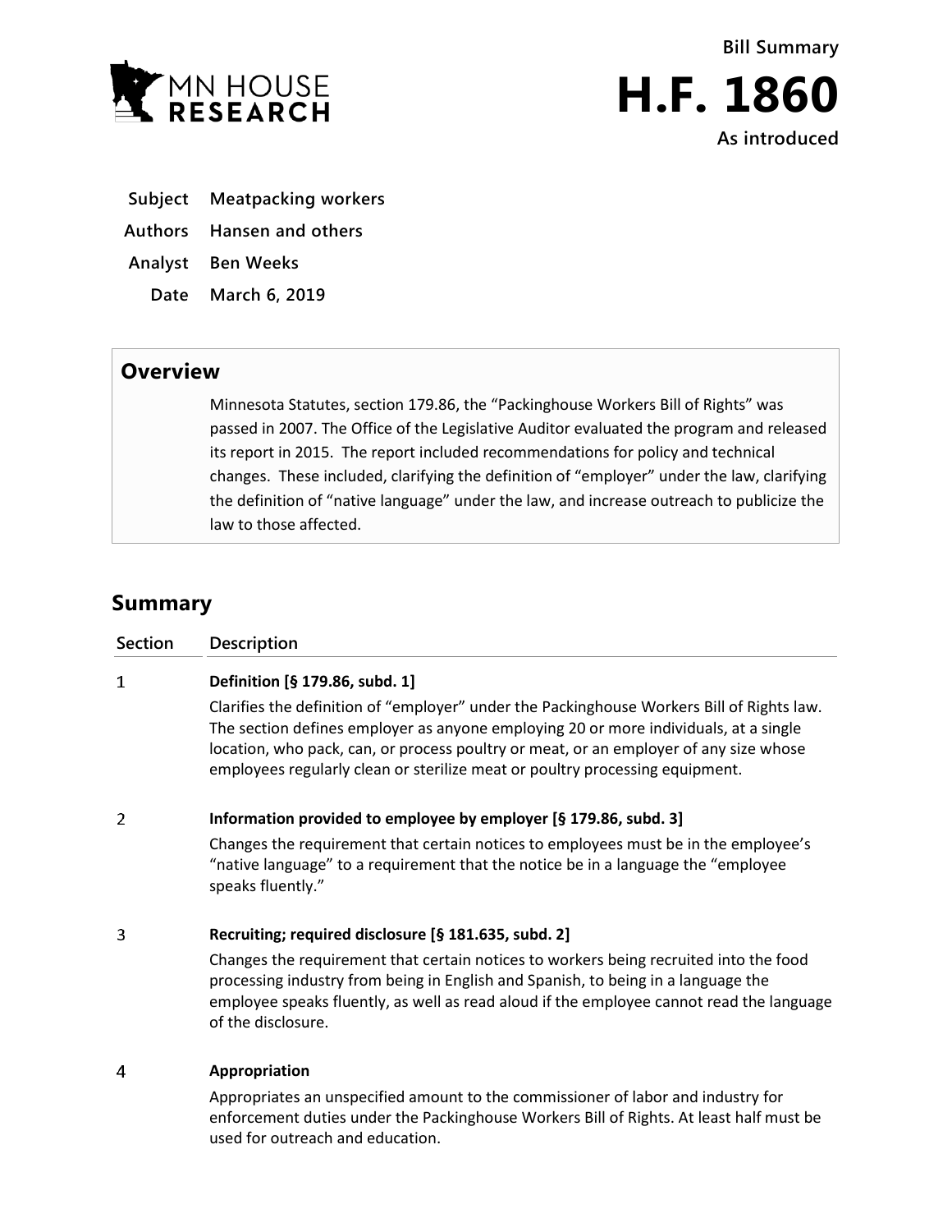MN HOUSE RESEARCH

# Bill Summary

# H.F. 1860

**As introduced**

**Subject** Meatpacking workers

**Authors** Hansen and others

**Analyst** Ben Weeks

**Date** March 6, 2019

## Overview

Minnesota Statutes, section 179.86, the "Packinghouse Workers Bill of Rights" was passed in 2007. The Office of the Legislative Auditor evaluated the program and released its report in 2015. The report included recommendations for policy and technical changes. These included, clarifying the definition of "employer" under the law, clarifying the definition of "native language" under the law, and increase outreach to publicize the law to those affected.

## Summary

| Section | Description |
|---|---|
| 1 | **Definition [§ 179.86, subd. 1]**<br>Clarifies the definition of "employer" under the Packinghouse Workers Bill of Rights law. The section defines employer as anyone employing 20 or more individuals, at a single location, who pack, can, or process poultry or meat, or an employer of any size whose employees regularly clean or sterilize meat or poultry processing equipment. |
| 2 | **Information provided to employee by employer [§ 179.86, subd. 3]**<br>Changes the requirement that certain notices to employees must be in the employee's "native language" to a requirement that the notice be in a language the "employee speaks fluently." |
| 3 | **Recruiting; required disclosure [§ 181.635, subd. 2]**<br>Changes the requirement that certain notices to workers being recruited into the food processing industry from being in English and Spanish, to being in a language the employee speaks fluently, as well as read aloud if the employee cannot read the language of the disclosure. |
| 4 | **Appropriation**<br>Appropriates an unspecified amount to the commissioner of labor and industry for enforcement duties under the Packinghouse Workers Bill of Rights. At least half must be used for outreach and education. |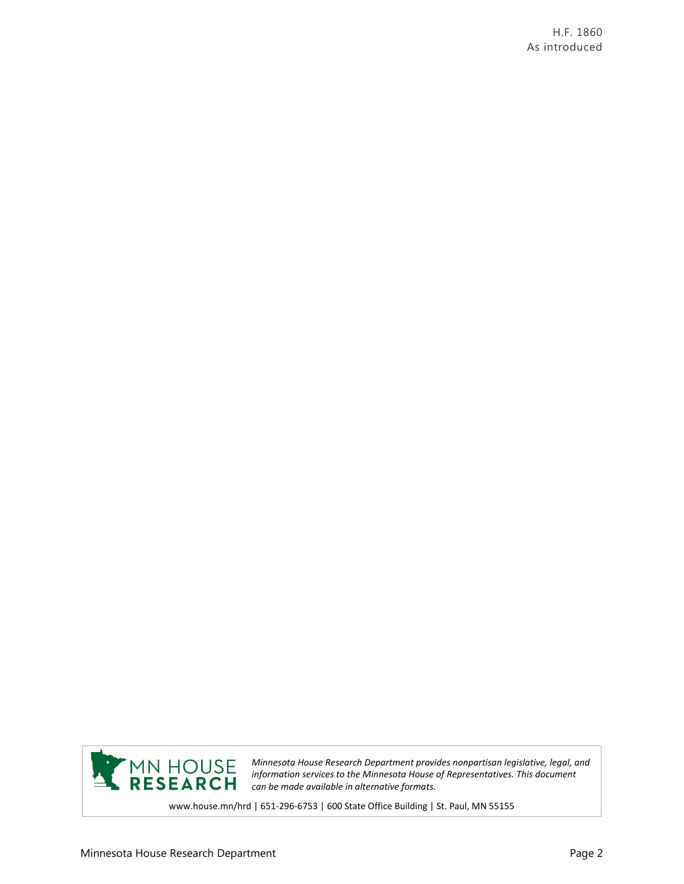MN HOUSE RESEARCH

*Minnesota House Research Department provides nonpartisan legislative, legal, and information services to the Minnesota House of Representatives. This document can be made available in alternative formats.*

www.house.mn/hrd | 651-296-6753 | 600 State Office Building | St. Paul, MN 55155